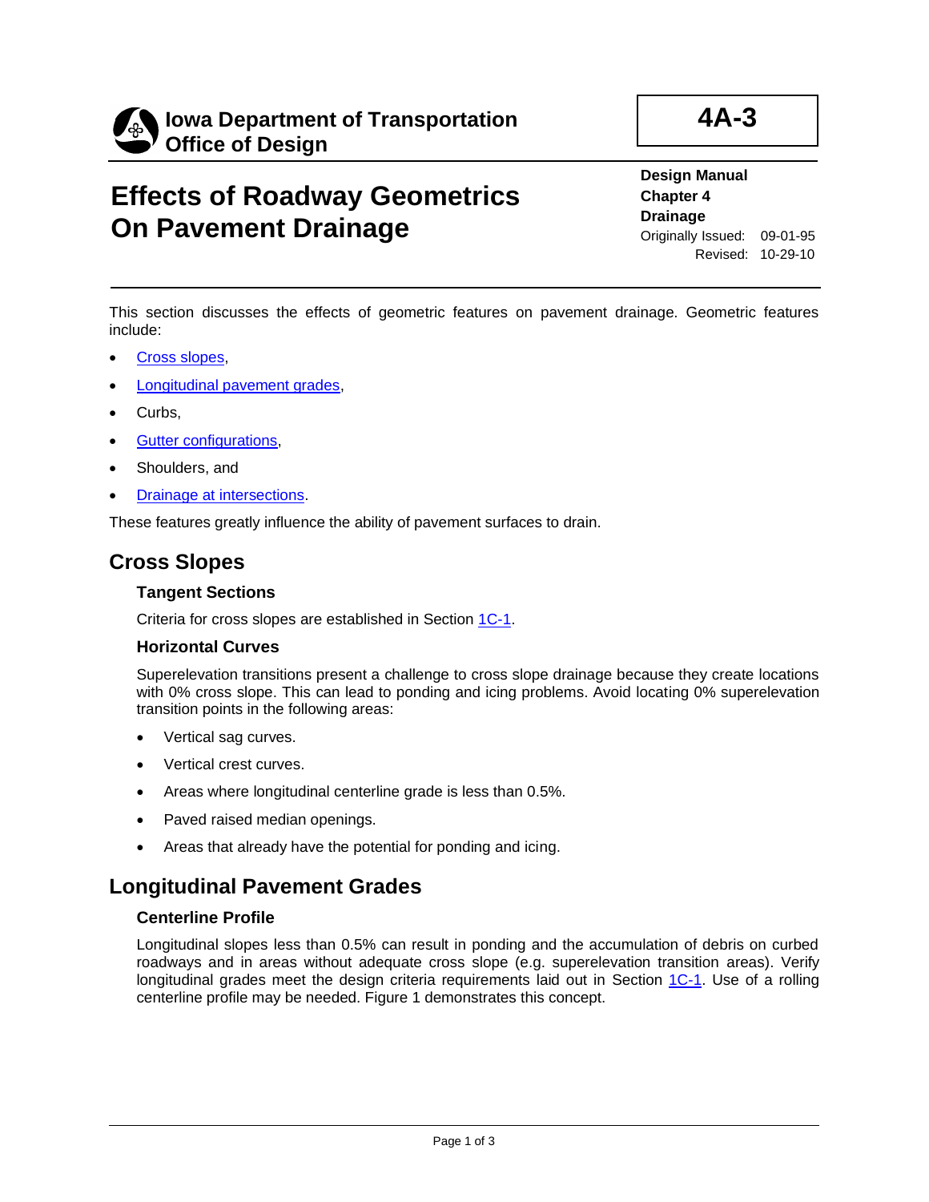**Iowa Department of Transportation**
**Office of Design**

**4A-3**

# Effects of Roadway Geometrics On Pavement Drainage

**Design Manual**
**Chapter 4**
**Drainage**
Originally Issued: 09-01-95
Revised: 10-29-10

This section discusses the effects of geometric features on pavement drainage. Geometric features include:

- Cross slopes,
- Longitudinal pavement grades,
- Curbs,
- Gutter configurations,
- Shoulders, and
- Drainage at intersections.

These features greatly influence the ability of pavement surfaces to drain.

## Cross Slopes

### Tangent Sections

Criteria for cross slopes are established in Section 1C-1.

### Horizontal Curves

Superelevation transitions present a challenge to cross slope drainage because they create locations with 0% cross slope. This can lead to ponding and icing problems. Avoid locating 0% superelevation transition points in the following areas:

- Vertical sag curves.
- Vertical crest curves.
- Areas where longitudinal centerline grade is less than 0.5%.
- Paved raised median openings.
- Areas that already have the potential for ponding and icing.

## Longitudinal Pavement Grades

### Centerline Profile

Longitudinal slopes less than 0.5% can result in ponding and the accumulation of debris on curbed roadways and in areas without adequate cross slope (e.g. superelevation transition areas). Verify longitudinal grades meet the design criteria requirements laid out in Section 1C-1. Use of a rolling centerline profile may be needed. Figure 1 demonstrates this concept.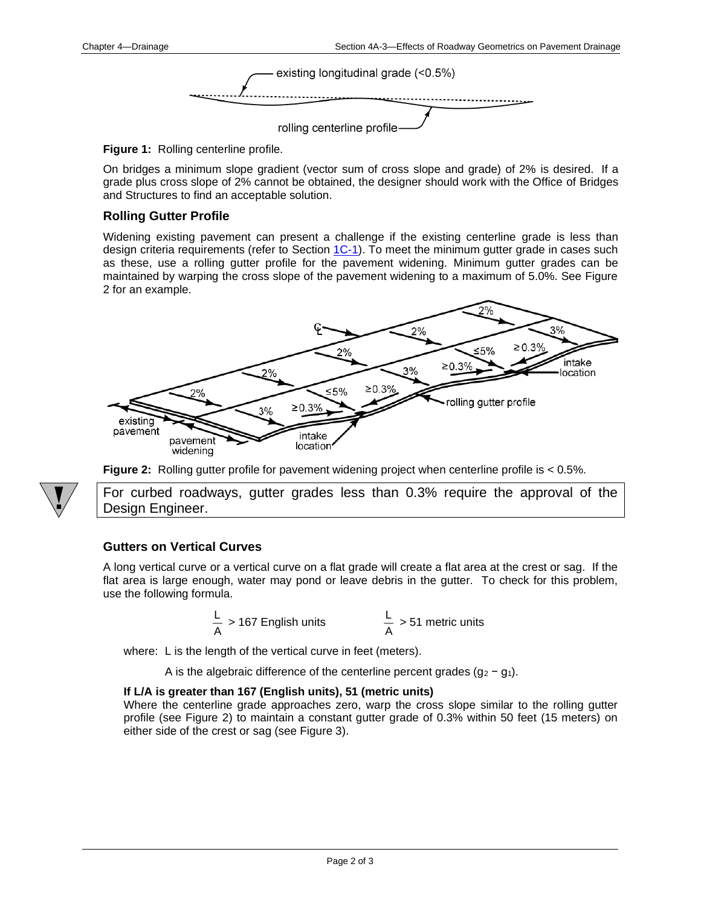**Figure 1:** Rolling centerline profile.

On bridges a minimum slope gradient (vector sum of cross slope and grade) of 2% is desired. If a grade plus cross slope of 2% cannot be obtained, the designer should work with the Office of Bridges and Structures to find an acceptable solution.

### Rolling Gutter Profile

Widening existing pavement can present a challenge if the existing centerline grade is less than design criteria requirements (refer to Section 1C-1). To meet the minimum gutter grade in cases such as these, use a rolling gutter profile for the pavement widening. Minimum gutter grades can be maintained by warping the cross slope of the pavement widening to a maximum of 5.0%. See Figure 2 for an example.

**Figure 2:** Rolling gutter profile for pavement widening project when centerline profile is < 0.5%.

For curbed roadways, gutter grades less than 0.3% require the approval of the Design Engineer.

### Gutters on Vertical Curves

A long vertical curve or a vertical curve on a flat grade will create a flat area at the crest or sag. If the flat area is large enough, water may pond or leave debris in the gutter. To check for this problem, use the following formula.

$$\frac{L}{A} > 167 \text{ English units} \qquad \frac{L}{A} > 51 \text{ metric units}$$

where: L is the length of the vertical curve in feet (meters).

A is the algebraic difference of the centerline percent grades ($g_2 - g_1$).

**If L/A is greater than 167 (English units), 51 (metric units)**

Where the centerline grade approaches zero, warp the cross slope similar to the rolling gutter profile (see Figure 2) to maintain a constant gutter grade of 0.3% within 50 feet (15 meters) on either side of the crest or sag (see Figure 3).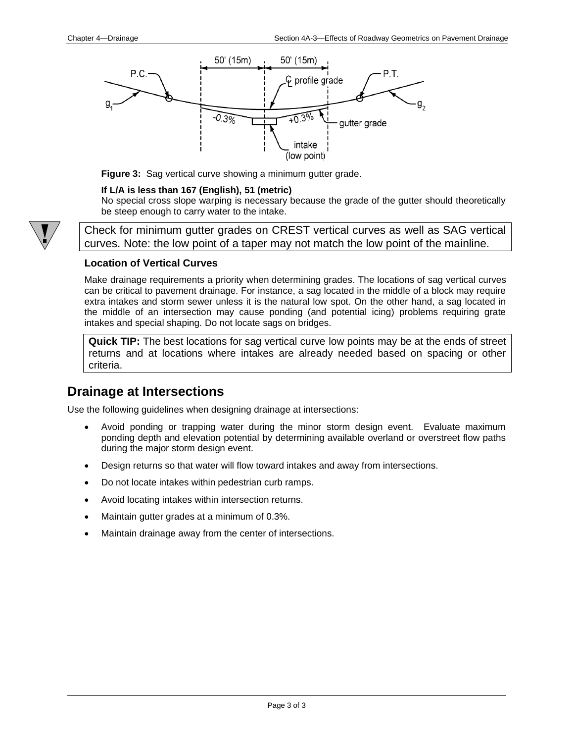**Figure 3:** Sag vertical curve showing a minimum gutter grade.

**If L/A is less than 167 (English), 51 (metric)**

No special cross slope warping is necessary because the grade of the gutter should theoretically be steep enough to carry water to the intake.

Check for minimum gutter grades on CREST vertical curves as well as SAG vertical curves. Note: the low point of a taper may not match the low point of the mainline.

**Location of Vertical Curves**

Make drainage requirements a priority when determining grades. The locations of sag vertical curves can be critical to pavement drainage. For instance, a sag located in the middle of a block may require extra intakes and storm sewer unless it is the natural low spot. On the other hand, a sag located in the middle of an intersection may cause ponding (and potential icing) problems requiring grate intakes and special shaping. Do not locate sags on bridges.

**Quick TIP:** The best locations for sag vertical curve low points may be at the ends of street returns and at locations where intakes are already needed based on spacing or other criteria.

## Drainage at Intersections

Use the following guidelines when designing drainage at intersections:

- Avoid ponding or trapping water during the minor storm design event. Evaluate maximum ponding depth and elevation potential by determining available overland or overstreet flow paths during the major storm design event.
- Design returns so that water will flow toward intakes and away from intersections.
- Do not locate intakes within pedestrian curb ramps.
- Avoid locating intakes within intersection returns.
- Maintain gutter grades at a minimum of 0.3%.
- Maintain drainage away from the center of intersections.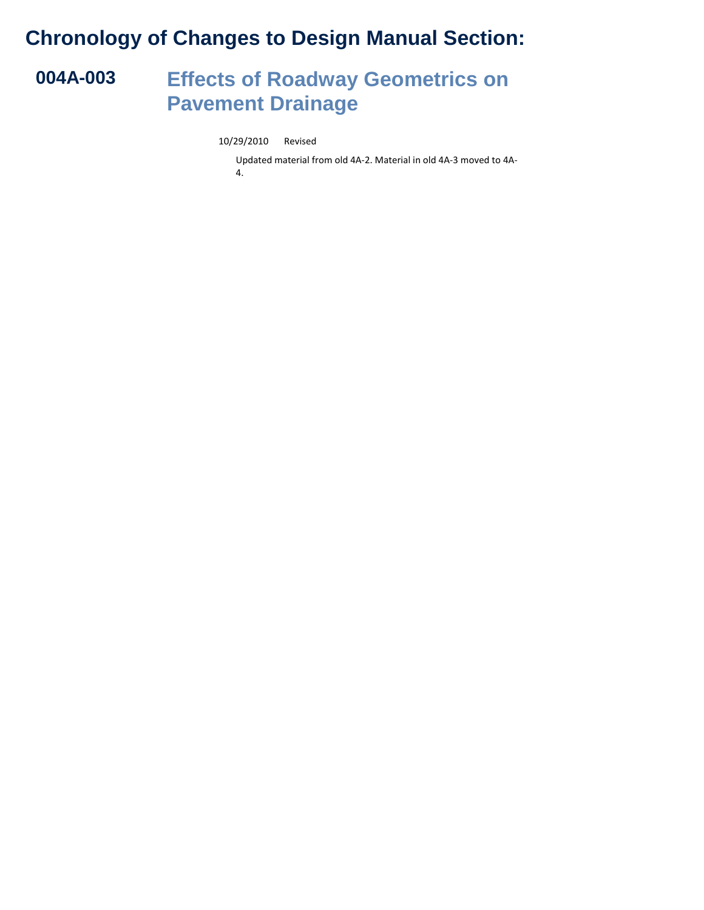# Chronology of Changes to Design Manual Section:

## 004A-003 Effects of Roadway Geometrics on Pavement Drainage

10/29/2010 Revised

Updated material from old 4A-2. Material in old 4A-3 moved to 4A-4.